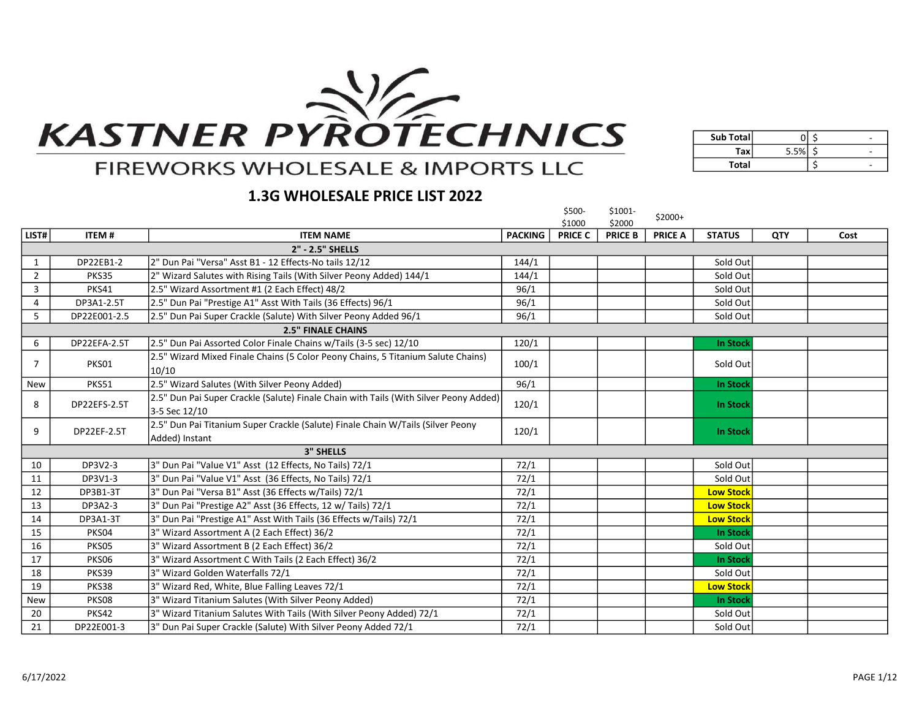# KASTNER PYROTECHNICS

FIREWORKS WHOLESALE & IMPORTS LLC

| Sub Total | 0 | $ - |
|---|---|---|
| Tax | 5.5% | $ - |
| Total | | $ - |

## 1.3G WHOLESALE PRICE LIST 2022

| | | | | $500-$1000 | $1001-$2000 | $2000+ | | | |
|---|---|---|---|---|---|---|---|---|---|
| **LIST#** | **ITEM #** | **ITEM NAME** | **PACKING** | **PRICE C** | **PRICE B** | **PRICE A** | **STATUS** | **QTY** | **Cost** |
| | | **2" - 2.5" SHELLS** | | | | | | | |
| 1 | DP22EB1-2 | 2" Dun Pai "Versa" Asst B1 - 12 Effects-No tails 12/12 | 144/1 | | | | Sold Out | | |
| 2 | PKS35 | 2" Wizard Salutes with Rising Tails (With Silver Peony Added) 144/1 | 144/1 | | | | Sold Out | | |
| 3 | PKS41 | 2.5" Wizard Assortment #1 (2 Each Effect) 48/2 | 96/1 | | | | Sold Out | | |
| 4 | DP3A1-2.5T | 2.5" Dun Pai "Prestige A1" Asst With Tails (36 Effects) 96/1 | 96/1 | | | | Sold Out | | |
| 5 | DP22E001-2.5 | 2.5" Dun Pai Super Crackle (Salute) With Silver Peony Added 96/1 | 96/1 | | | | Sold Out | | |
| | | **2.5" FINALE CHAINS** | | | | | | | |
| 6 | DP22EFA-2.5T | 2.5" Dun Pai Assorted Color Finale Chains w/Tails (3-5 sec) 12/10 | 120/1 | | | | **In Stock** | | |
| 7 | PKS01 | 2.5" Wizard Mixed Finale Chains (5 Color Peony Chains, 5 Titanium Salute Chains) 10/10 | 100/1 | | | | Sold Out | | |
| New | PKS51 | 2.5" Wizard Salutes (With Silver Peony Added) | 96/1 | | | | **In Stock** | | |
| 8 | DP22EFS-2.5T | 2.5" Dun Pai Super Crackle (Salute) Finale Chain with Tails (With Silver Peony Added) 3-5 Sec 12/10 | 120/1 | | | | **In Stock** | | |
| 9 | DP22EF-2.5T | 2.5" Dun Pai Titanium Super Crackle (Salute) Finale Chain W/Tails (Silver Peony Added) Instant | 120/1 | | | | **In Stock** | | |
| | | **3" SHELLS** | | | | | | | |
| 10 | DP3V2-3 | 3" Dun Pai "Value V1" Asst (12 Effects, No Tails) 72/1 | 72/1 | | | | Sold Out | | |
| 11 | DP3V1-3 | 3" Dun Pai "Value V1" Asst (36 Effects, No Tails) 72/1 | 72/1 | | | | Sold Out | | |
| 12 | DP3B1-3T | 3" Dun Pai "Versa B1" Asst (36 Effects w/Tails) 72/1 | 72/1 | | | | **Low Stock** | | |
| 13 | DP3A2-3 | 3" Dun Pai "Prestige A2" Asst (36 Effects, 12 w/ Tails) 72/1 | 72/1 | | | | **Low Stock** | | |
| 14 | DP3A1-3T | 3" Dun Pai "Prestige A1" Asst With Tails (36 Effects w/Tails) 72/1 | 72/1 | | | | **Low Stock** | | |
| 15 | PKS04 | 3" Wizard Assortment A (2 Each Effect) 36/2 | 72/1 | | | | **In Stock** | | |
| 16 | PKS05 | 3" Wizard Assortment B (2 Each Effect) 36/2 | 72/1 | | | | Sold Out | | |
| 17 | PKS06 | 3" Wizard Assortment C With Tails (2 Each Effect) 36/2 | 72/1 | | | | **In Stock** | | |
| 18 | PKS39 | 3" Wizard Golden Waterfalls 72/1 | 72/1 | | | | Sold Out | | |
| 19 | PKS38 | 3" Wizard Red, White, Blue Falling Leaves 72/1 | 72/1 | | | | **Low Stock** | | |
| New | PKS08 | 3" Wizard Titanium Salutes (With Silver Peony Added) | 72/1 | | | | **In Stock** | | |
| 20 | PKS42 | 3" Wizard Titanium Salutes With Tails (With Silver Peony Added) 72/1 | 72/1 | | | | Sold Out | | |
| 21 | DP22E001-3 | 3" Dun Pai Super Crackle (Salute) With Silver Peony Added 72/1 | 72/1 | | | | Sold Out | | |

6/17/2022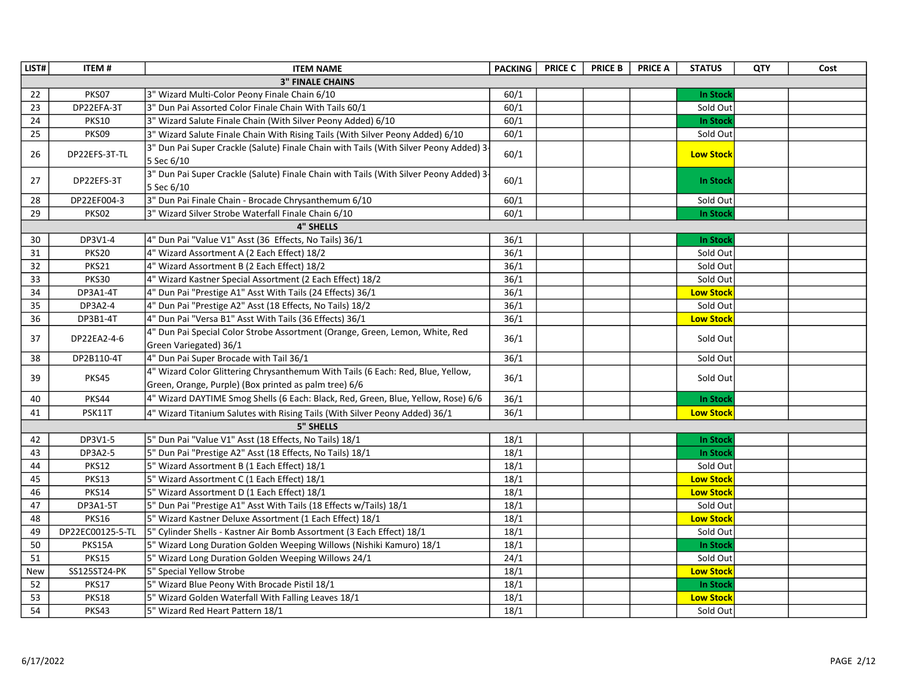| LIST# | ITEM # | ITEM NAME | PACKING | PRICE C | PRICE B | PRICE A | STATUS | QTY | Cost |
|---|---|---|---|---|---|---|---|---|---|
| **3" FINALE CHAINS** | | | | | | | | | |
| 22 | PKS07 | 3" Wizard Multi-Color Peony Finale Chain 6/10 | 60/1 | | | | **In Stock** | | |
| 23 | DP22EFA-3T | 3" Dun Pai Assorted Color Finale Chain With Tails 60/1 | 60/1 | | | | Sold Out | | |
| 24 | PKS10 | 3" Wizard Salute Finale Chain (With Silver Peony Added) 6/10 | 60/1 | | | | **In Stock** | | |
| 25 | PKS09 | 3" Wizard Salute Finale Chain With Rising Tails (With Silver Peony Added) 6/10 | 60/1 | | | | Sold Out | | |
| 26 | DP22EFS-3T-TL | 3" Dun Pai Super Crackle (Salute) Finale Chain with Tails (With Silver Peony Added) 3-5 Sec 6/10 | 60/1 | | | | **Low Stock** | | |
| 27 | DP22EFS-3T | 3" Dun Pai Super Crackle (Salute) Finale Chain with Tails (With Silver Peony Added) 3-5 Sec 6/10 | 60/1 | | | | **In Stock** | | |
| 28 | DP22EF004-3 | 3" Dun Pai Finale Chain - Brocade Chrysanthemum 6/10 | 60/1 | | | | Sold Out | | |
| 29 | PKS02 | 3" Wizard Silver Strobe Waterfall Finale Chain 6/10 | 60/1 | | | | **In Stock** | | |
| **4" SHELLS** | | | | | | | | | |
| 30 | DP3V1-4 | 4" Dun Pai "Value V1" Asst (36 Effects, No Tails) 36/1 | 36/1 | | | | **In Stock** | | |
| 31 | PKS20 | 4" Wizard Assortment A (2 Each Effect) 18/2 | 36/1 | | | | Sold Out | | |
| 32 | PKS21 | 4" Wizard Assortment B (2 Each Effect) 18/2 | 36/1 | | | | Sold Out | | |
| 33 | PKS30 | 4" Wizard Kastner Special Assortment (2 Each Effect) 18/2 | 36/1 | | | | Sold Out | | |
| 34 | DP3A1-4T | 4" Dun Pai "Prestige A1" Asst With Tails (24 Effects) 36/1 | 36/1 | | | | **Low Stock** | | |
| 35 | DP3A2-4 | 4" Dun Pai "Prestige A2" Asst (18 Effects, No Tails) 18/2 | 36/1 | | | | Sold Out | | |
| 36 | DP3B1-4T | 4" Dun Pai "Versa B1" Asst With Tails (36 Effects) 36/1 | 36/1 | | | | **Low Stock** | | |
| 37 | DP22EA2-4-6 | 4" Dun Pai Special Color Strobe Assortment (Orange, Green, Lemon, White, Red Green Variegated) 36/1 | 36/1 | | | | Sold Out | | |
| 38 | DP2B110-4T | 4" Dun Pai Super Brocade with Tail 36/1 | 36/1 | | | | Sold Out | | |
| 39 | PKS45 | 4" Wizard Color Glittering Chrysanthemum With Tails (6 Each: Red, Blue, Yellow, Green, Orange, Purple) (Box printed as palm tree) 6/6 | 36/1 | | | | Sold Out | | |
| 40 | PKS44 | 4" Wizard DAYTIME Smog Shells (6 Each: Black, Red, Green, Blue, Yellow, Rose) 6/6 | 36/1 | | | | **In Stock** | | |
| 41 | PSK11T | 4" Wizard Titanium Salutes with Rising Tails (With Silver Peony Added) 36/1 | 36/1 | | | | **Low Stock** | | |
| **5" SHELLS** | | | | | | | | | |
| 42 | DP3V1-5 | 5" Dun Pai "Value V1" Asst (18 Effects, No Tails) 18/1 | 18/1 | | | | **In Stock** | | |
| 43 | DP3A2-5 | 5" Dun Pai "Prestige A2" Asst (18 Effects, No Tails) 18/1 | 18/1 | | | | **In Stock** | | |
| 44 | PKS12 | 5" Wizard Assortment B (1 Each Effect) 18/1 | 18/1 | | | | Sold Out | | |
| 45 | PKS13 | 5" Wizard Assortment C (1 Each Effect) 18/1 | 18/1 | | | | **Low Stock** | | |
| 46 | PKS14 | 5" Wizard Assortment D (1 Each Effect) 18/1 | 18/1 | | | | **Low Stock** | | |
| 47 | DP3A1-5T | 5" Dun Pai "Prestige A1" Asst With Tails (18 Effects w/Tails) 18/1 | 18/1 | | | | Sold Out | | |
| 48 | PKS16 | 5" Wizard Kastner Deluxe Assortment (1 Each Effect) 18/1 | 18/1 | | | | **Low Stock** | | |
| 49 | DP22EC00125-5-TL | 5" Cylinder Shells - Kastner Air Bomb Assortment (3 Each Effect) 18/1 | 18/1 | | | | Sold Out | | |
| 50 | PKS15A | 5" Wizard Long Duration Golden Weeping Willows (Nishiki Kamuro) 18/1 | 18/1 | | | | **In Stock** | | |
| 51 | PKS15 | 5" Wizard Long Duration Golden Weeping Willows 24/1 | 24/1 | | | | Sold Out | | |
| New | SS125ST24-PK | 5" Special Yellow Strobe | 18/1 | | | | **Low Stock** | | |
| 52 | PKS17 | 5" Wizard Blue Peony With Brocade Pistil 18/1 | 18/1 | | | | **In Stock** | | |
| 53 | PKS18 | 5" Wizard Golden Waterfall With Falling Leaves 18/1 | 18/1 | | | | **Low Stock** | | |
| 54 | PKS43 | 5" Wizard Red Heart Pattern 18/1 | 18/1 | | | | Sold Out | | |

6/17/2022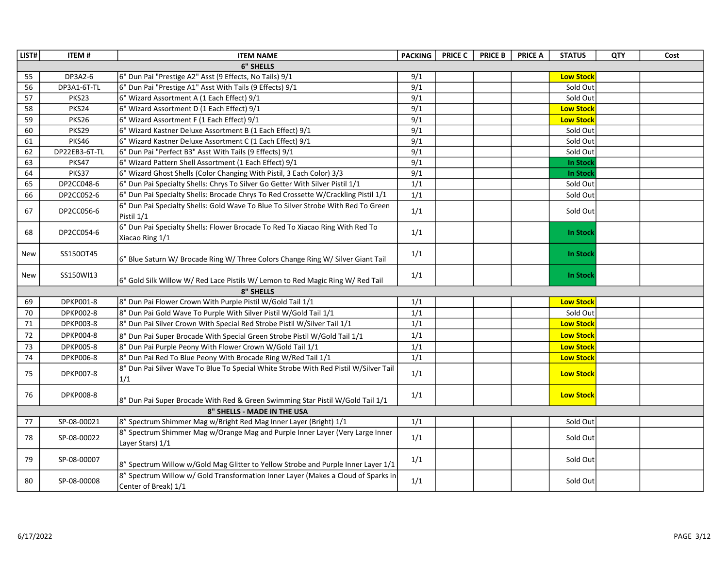| LIST# | ITEM # | ITEM NAME | PACKING | PRICE C | PRICE B | PRICE A | STATUS | QTY | Cost |
|---|---|---|---|---|---|---|---|---|---|
| | | **6" SHELLS** | | | | | | | |
| 55 | DP3A2-6 | 6" Dun Pai "Prestige A2" Asst (9 Effects, No Tails) 9/1 | 9/1 | | | | **Low Stock** | | |
| 56 | DP3A1-6T-TL | 6" Dun Pai "Prestige A1" Asst With Tails (9 Effects) 9/1 | 9/1 | | | | Sold Out | | |
| 57 | PKS23 | 6" Wizard Assortment A (1 Each Effect) 9/1 | 9/1 | | | | Sold Out | | |
| 58 | PKS24 | 6" Wizard Assortment D (1 Each Effect) 9/1 | 9/1 | | | | **Low Stock** | | |
| 59 | PKS26 | 6" Wizard Assortment F (1 Each Effect) 9/1 | 9/1 | | | | **Low Stock** | | |
| 60 | PKS29 | 6" Wizard Kastner Deluxe Assortment B (1 Each Effect) 9/1 | 9/1 | | | | Sold Out | | |
| 61 | PKS46 | 6" Wizard Kastner Deluxe Assortment C (1 Each Effect) 9/1 | 9/1 | | | | Sold Out | | |
| 62 | DP22EB3-6T-TL | 6" Dun Pai "Perfect B3" Asst With Tails (9 Effects) 9/1 | 9/1 | | | | Sold Out | | |
| 63 | PKS47 | 6" Wizard Pattern Shell Assortment (1 Each Effect) 9/1 | 9/1 | | | | **In Stock** | | |
| 64 | PKS37 | 6" Wizard Ghost Shells (Color Changing With Pistil, 3 Each Color) 3/3 | 9/1 | | | | **In Stock** | | |
| 65 | DP2CC048-6 | 6" Dun Pai Specialty Shells: Chrys To Silver Go Getter With Silver Pistil 1/1 | 1/1 | | | | Sold Out | | |
| 66 | DP2CC052-6 | 6" Dun Pai Specialty Shells: Brocade Chrys To Red Crossette W/Crackling Pistil 1/1 | 1/1 | | | | Sold Out | | |
| 67 | DP2CC056-6 | 6" Dun Pai Specialty Shells: Gold Wave To Blue To Silver Strobe With Red To Green Pistil 1/1 | 1/1 | | | | Sold Out | | |
| 68 | DP2CC054-6 | 6" Dun Pai Specialty Shells: Flower Brocade To Red To Xiacao Ring With Red To Xiacao Ring 1/1 | 1/1 | | | | **In Stock** | | |
| New | SS150OT45 | 6" Blue Saturn W/ Brocade Ring W/ Three Colors Change Ring W/ Silver Giant Tail | 1/1 | | | | **In Stock** | | |
| New | SS150WI13 | 6" Gold Silk Willow W/ Red Lace Pistils W/ Lemon to Red Magic Ring W/ Red Tail | 1/1 | | | | **In Stock** | | |
| | | **8" SHELLS** | | | | | | | |
| 69 | DPKP001-8 | 8" Dun Pai Flower Crown With Purple Pistil W/Gold Tail 1/1 | 1/1 | | | | **Low Stock** | | |
| 70 | DPKP002-8 | 8" Dun Pai Gold Wave To Purple With Silver Pistil W/Gold Tail 1/1 | 1/1 | | | | Sold Out | | |
| 71 | DPKP003-8 | 8" Dun Pai Silver Crown With Special Red Strobe Pistil W/Silver Tail 1/1 | 1/1 | | | | **Low Stock** | | |
| 72 | DPKP004-8 | 8" Dun Pai Super Brocade With Special Green Strobe Pistil W/Gold Tail 1/1 | 1/1 | | | | **Low Stock** | | |
| 73 | DPKP005-8 | 8" Dun Pai Purple Peony With Flower Crown W/Gold Tail 1/1 | 1/1 | | | | **Low Stock** | | |
| 74 | DPKP006-8 | 8" Dun Pai Red To Blue Peony With Brocade Ring W/Red Tail 1/1 | 1/1 | | | | **Low Stock** | | |
| 75 | DPKP007-8 | 8" Dun Pai Silver Wave To Blue To Special White Strobe With Red Pistil W/Silver Tail 1/1 | 1/1 | | | | **Low Stock** | | |
| 76 | DPKP008-8 | 8" Dun Pai Super Brocade With Red & Green Swimming Star Pistil W/Gold Tail 1/1 | 1/1 | | | | **Low Stock** | | |
| | | **8" SHELLS - MADE IN THE USA** | | | | | | | |
| 77 | SP-08-00021 | 8" Spectrum Shimmer Mag w/Bright Red Mag Inner Layer (Bright) 1/1 | 1/1 | | | | Sold Out | | |
| 78 | SP-08-00022 | 8" Spectrum Shimmer Mag w/Orange Mag and Purple Inner Layer (Very Large Inner Layer Stars) 1/1 | 1/1 | | | | Sold Out | | |
| 79 | SP-08-00007 | 8" Spectrum Willow w/Gold Mag Glitter to Yellow Strobe and Purple Inner Layer 1/1 | 1/1 | | | | Sold Out | | |
| 80 | SP-08-00008 | 8" Spectrum Willow w/ Gold Transformation Inner Layer (Makes a Cloud of Sparks in Center of Break) 1/1 | 1/1 | | | | Sold Out | | |

6/17/2022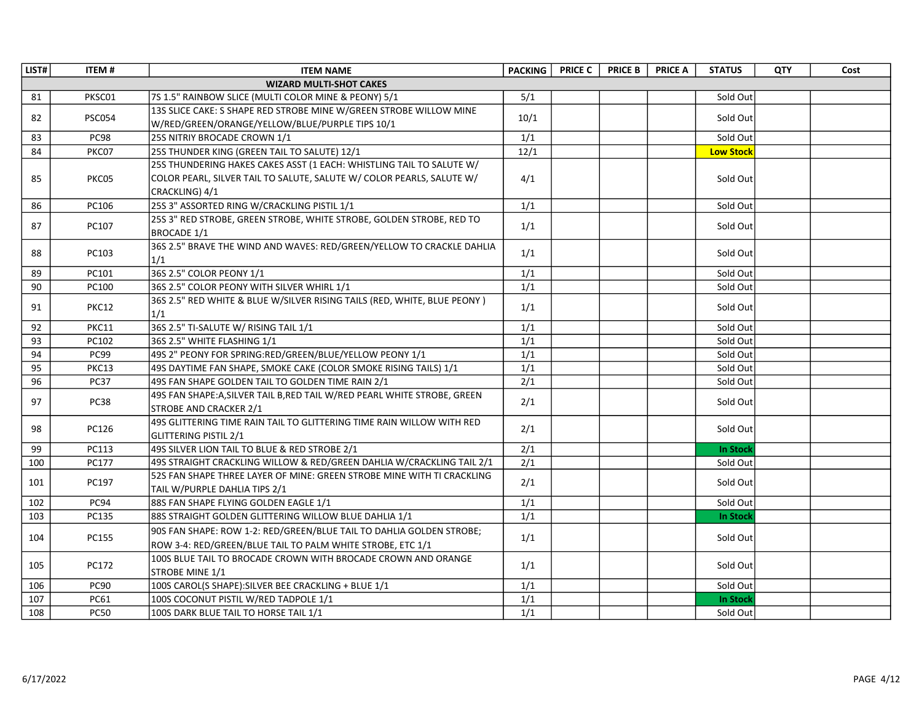| LIST# | ITEM # | ITEM NAME | PACKING | PRICE C | PRICE B | PRICE A | STATUS | QTY | Cost |
|---|---|---|---|---|---|---|---|---|---|
| | | **WIZARD MULTI-SHOT CAKES** | | | | | | | |
| 81 | PKSC01 | 7S 1.5" RAINBOW SLICE (MULTI COLOR MINE & PEONY) 5/1 | 5/1 | | | | Sold Out | | |
| 82 | PSC054 | 13S SLICE CAKE: S SHAPE RED STROBE MINE W/GREEN STROBE WILLOW MINE W/RED/GREEN/ORANGE/YELLOW/BLUE/PURPLE TIPS 10/1 | 10/1 | | | | Sold Out | | |
| 83 | PC98 | 25S NITRIY BROCADE CROWN 1/1 | 1/1 | | | | Sold Out | | |
| 84 | PKC07 | 25S THUNDER KING (GREEN TAIL TO SALUTE) 12/1 | 12/1 | | | | **Low Stock** | | |
| 85 | PKC05 | 25S THUNDERING HAKES CAKES ASST (1 EACH: WHISTLING TAIL TO SALUTE W/ COLOR PEARL, SILVER TAIL TO SALUTE, SALUTE W/ COLOR PEARLS, SALUTE W/ CRACKLING) 4/1 | 4/1 | | | | Sold Out | | |
| 86 | PC106 | 25S 3" ASSORTED RING W/CRACKLING PISTIL 1/1 | 1/1 | | | | Sold Out | | |
| 87 | PC107 | 25S 3" RED STROBE, GREEN STROBE, WHITE STROBE, GOLDEN STROBE, RED TO BROCADE 1/1 | 1/1 | | | | Sold Out | | |
| 88 | PC103 | 36S 2.5" BRAVE THE WIND AND WAVES: RED/GREEN/YELLOW TO CRACKLE DAHLIA 1/1 | 1/1 | | | | Sold Out | | |
| 89 | PC101 | 36S 2.5" COLOR PEONY 1/1 | 1/1 | | | | Sold Out | | |
| 90 | PC100 | 36S 2.5" COLOR PEONY WITH SILVER WHIRL 1/1 | 1/1 | | | | Sold Out | | |
| 91 | PKC12 | 36S 2.5" RED WHITE & BLUE W/SILVER RISING TAILS (RED, WHITE, BLUE PEONY ) 1/1 | 1/1 | | | | Sold Out | | |
| 92 | PKC11 | 36S 2.5" TI-SALUTE W/ RISING TAIL 1/1 | 1/1 | | | | Sold Out | | |
| 93 | PC102 | 36S 2.5" WHITE FLASHING 1/1 | 1/1 | | | | Sold Out | | |
| 94 | PC99 | 49S 2" PEONY FOR SPRING:RED/GREEN/BLUE/YELLOW PEONY 1/1 | 1/1 | | | | Sold Out | | |
| 95 | PKC13 | 49S DAYTIME FAN SHAPE, SMOKE CAKE (COLOR SMOKE RISING TAILS) 1/1 | 1/1 | | | | Sold Out | | |
| 96 | PC37 | 49S FAN SHAPE GOLDEN TAIL TO GOLDEN TIME RAIN 2/1 | 2/1 | | | | Sold Out | | |
| 97 | PC38 | 49S FAN SHAPE:A,SILVER TAIL B,RED TAIL W/RED PEARL WHITE STROBE, GREEN STROBE AND CRACKER 2/1 | 2/1 | | | | Sold Out | | |
| 98 | PC126 | 49S GLITTERING TIME RAIN TAIL TO GLITTERING TIME RAIN WILLOW WITH RED GLITTERING PISTIL 2/1 | 2/1 | | | | Sold Out | | |
| 99 | PC113 | 49S SILVER LION TAIL TO BLUE & RED STROBE 2/1 | 2/1 | | | | **In Stock** | | |
| 100 | PC177 | 49S STRAIGHT CRACKLING WILLOW & RED/GREEN DAHLIA W/CRACKLING TAIL 2/1 | 2/1 | | | | Sold Out | | |
| 101 | PC197 | 52S FAN SHAPE THREE LAYER OF MINE: GREEN STROBE MINE WITH TI CRACKLING TAIL W/PURPLE DAHLIA TIPS 2/1 | 2/1 | | | | Sold Out | | |
| 102 | PC94 | 88S FAN SHAPE FLYING GOLDEN EAGLE 1/1 | 1/1 | | | | Sold Out | | |
| 103 | PC135 | 88S STRAIGHT GOLDEN GLITTERING WILLOW BLUE DAHLIA 1/1 | 1/1 | | | | **In Stock** | | |
| 104 | PC155 | 90S FAN SHAPE: ROW 1-2: RED/GREEN/BLUE TAIL TO DAHLIA GOLDEN STROBE; ROW 3-4: RED/GREEN/BLUE TAIL TO PALM WHITE STROBE, ETC 1/1 | 1/1 | | | | Sold Out | | |
| 105 | PC172 | 100S BLUE TAIL TO BROCADE CROWN WITH BROCADE CROWN AND ORANGE STROBE MINE 1/1 | 1/1 | | | | Sold Out | | |
| 106 | PC90 | 100S CAROL(S SHAPE):SILVER BEE CRACKLING + BLUE 1/1 | 1/1 | | | | Sold Out | | |
| 107 | PC61 | 100S COCONUT PISTIL W/RED TADPOLE 1/1 | 1/1 | | | | **In Stock** | | |
| 108 | PC50 | 100S DARK BLUE TAIL TO HORSE TAIL 1/1 | 1/1 | | | | Sold Out | | |

6/17/2022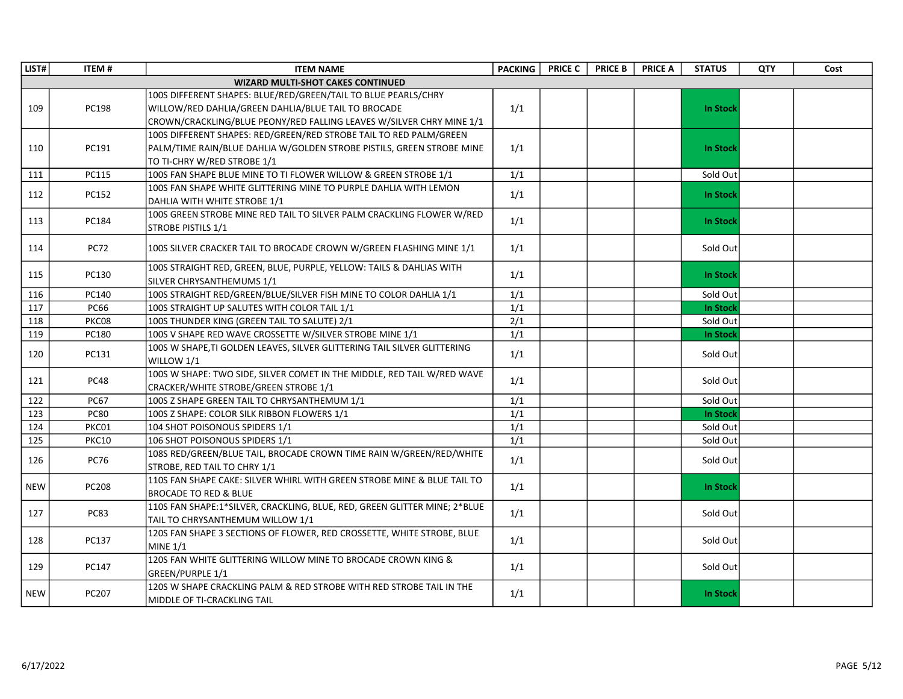| LIST# | ITEM # | ITEM NAME | PACKING | PRICE C | PRICE B | PRICE A | STATUS | QTY | Cost |
|---|---|---|---|---|---|---|---|---|---|
| **WIZARD MULTI-SHOT CAKES CONTINUED** | | | | | | | | | |
| 109 | PC198 | 100S DIFFERENT SHAPES: BLUE/RED/GREEN/TAIL TO BLUE PEARLS/CHRY WILLOW/RED DAHLIA/GREEN DAHLIA/BLUE TAIL TO BROCADE CROWN/CRACKLING/BLUE PEONY/RED FALLING LEAVES W/SILVER CHRY MINE 1/1 | 1/1 | | | | **In Stock** | | |
| 110 | PC191 | 100S DIFFERENT SHAPES: RED/GREEN/RED STROBE TAIL TO RED PALM/GREEN PALM/TIME RAIN/BLUE DAHLIA W/GOLDEN STROBE PISTILS, GREEN STROBE MINE TO TI-CHRY W/RED STROBE 1/1 | 1/1 | | | | **In Stock** | | |
| 111 | PC115 | 100S FAN SHAPE BLUE MINE TO TI FLOWER WILLOW & GREEN STROBE 1/1 | 1/1 | | | | Sold Out | | |
| 112 | PC152 | 100S FAN SHAPE WHITE GLITTERING MINE TO PURPLE DAHLIA WITH LEMON DAHLIA WITH WHITE STROBE 1/1 | 1/1 | | | | **In Stock** | | |
| 113 | PC184 | 100S GREEN STROBE MINE RED TAIL TO SILVER PALM CRACKLING FLOWER W/RED STROBE PISTILS 1/1 | 1/1 | | | | **In Stock** | | |
| 114 | PC72 | 100S SILVER CRACKER TAIL TO BROCADE CROWN W/GREEN FLASHING MINE 1/1 | 1/1 | | | | Sold Out | | |
| 115 | PC130 | 100S STRAIGHT RED, GREEN, BLUE, PURPLE, YELLOW: TAILS & DAHLIAS WITH SILVER CHRYSANTHEMUMS 1/1 | 1/1 | | | | **In Stock** | | |
| 116 | PC140 | 100S STRAIGHT RED/GREEN/BLUE/SILVER FISH MINE TO COLOR DAHLIA 1/1 | 1/1 | | | | Sold Out | | |
| 117 | PC66 | 100S STRAIGHT UP SALUTES WITH COLOR TAIL 1/1 | 1/1 | | | | **In Stock** | | |
| 118 | PKC08 | 100S THUNDER KING (GREEN TAIL TO SALUTE) 2/1 | 2/1 | | | | Sold Out | | |
| 119 | PC180 | 100S V SHAPE RED WAVE CROSSETTE W/SILVER STROBE MINE 1/1 | 1/1 | | | | **In Stock** | | |
| 120 | PC131 | 100S W SHAPE,TI GOLDEN LEAVES, SILVER GLITTERING TAIL SILVER GLITTERING WILLOW 1/1 | 1/1 | | | | Sold Out | | |
| 121 | PC48 | 100S W SHAPE: TWO SIDE, SILVER COMET IN THE MIDDLE, RED TAIL W/RED WAVE CRACKER/WHITE STROBE/GREEN STROBE 1/1 | 1/1 | | | | Sold Out | | |
| 122 | PC67 | 100S Z SHAPE GREEN TAIL TO CHRYSANTHEMUM 1/1 | 1/1 | | | | Sold Out | | |
| 123 | PC80 | 100S Z SHAPE: COLOR SILK RIBBON FLOWERS 1/1 | 1/1 | | | | **In Stock** | | |
| 124 | PKC01 | 104 SHOT POISONOUS SPIDERS 1/1 | 1/1 | | | | Sold Out | | |
| 125 | PKC10 | 106 SHOT POISONOUS SPIDERS 1/1 | 1/1 | | | | Sold Out | | |
| 126 | PC76 | 108S RED/GREEN/BLUE TAIL, BROCADE CROWN TIME RAIN W/GREEN/RED/WHITE STROBE, RED TAIL TO CHRY 1/1 | 1/1 | | | | Sold Out | | |
| NEW | PC208 | 110S FAN SHAPE CAKE: SILVER WHIRL WITH GREEN STROBE MINE & BLUE TAIL TO BROCADE TO RED & BLUE | 1/1 | | | | **In Stock** | | |
| 127 | PC83 | 110S FAN SHAPE:1*SILVER, CRACKLING, BLUE, RED, GREEN GLITTER MINE; 2*BLUE TAIL TO CHRYSANTHEMUM WILLOW 1/1 | 1/1 | | | | Sold Out | | |
| 128 | PC137 | 120S FAN SHAPE 3 SECTIONS OF FLOWER, RED CROSSETTE, WHITE STROBE, BLUE MINE 1/1 | 1/1 | | | | Sold Out | | |
| 129 | PC147 | 120S FAN WHITE GLITTERING WILLOW MINE TO BROCADE CROWN KING & GREEN/PURPLE 1/1 | 1/1 | | | | Sold Out | | |
| NEW | PC207 | 120S W SHAPE CRACKLING PALM & RED STROBE WITH RED STROBE TAIL IN THE MIDDLE OF TI-CRACKLING TAIL | 1/1 | | | | **In Stock** | | |

6/17/2022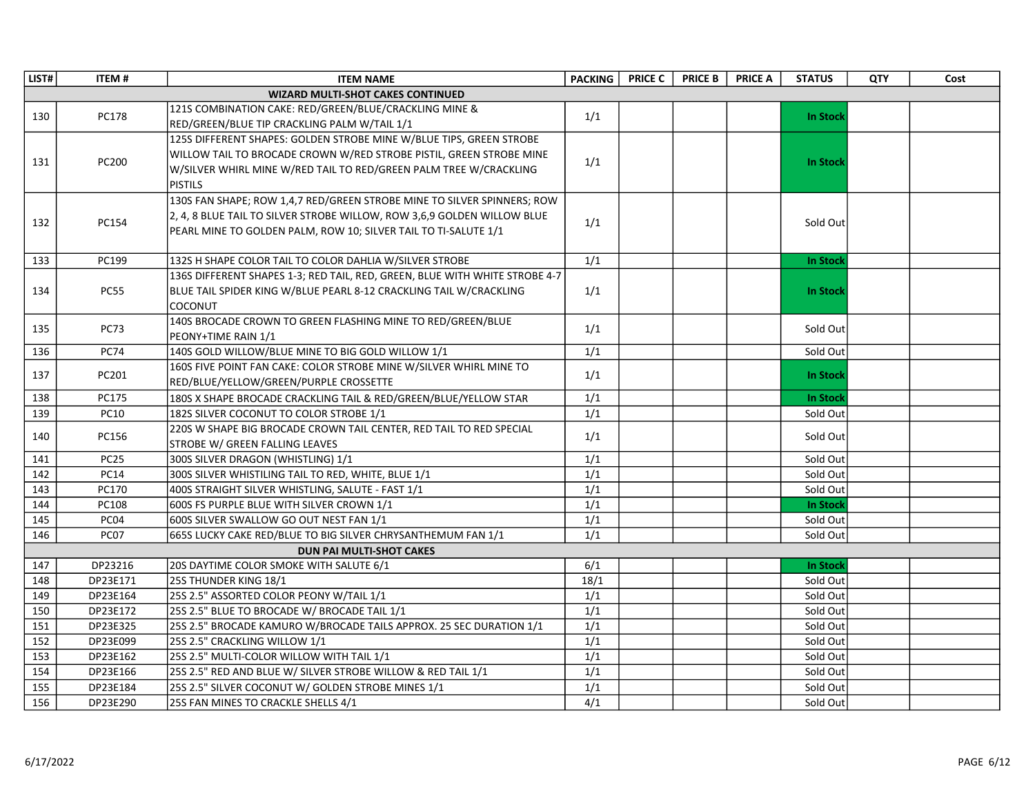| LIST# | ITEM # | ITEM NAME | PACKING | PRICE C | PRICE B | PRICE A | STATUS | QTY | Cost |
|---|---|---|---|---|---|---|---|---|---|
| **WIZARD MULTI-SHOT CAKES CONTINUED** | | | | | | | | | |
| 130 | PC178 | 121S COMBINATION CAKE: RED/GREEN/BLUE/CRACKLING MINE & RED/GREEN/BLUE TIP CRACKLING PALM W/TAIL 1/1 | 1/1 | | | | In Stock | | |
| 131 | PC200 | 125S DIFFERENT SHAPES: GOLDEN STROBE MINE W/BLUE TIPS, GREEN STROBE WILLOW TAIL TO BROCADE CROWN W/RED STROBE PISTIL, GREEN STROBE MINE W/SILVER WHIRL MINE W/RED TAIL TO RED/GREEN PALM TREE W/CRACKLING PISTILS | 1/1 | | | | In Stock | | |
| 132 | PC154 | 130S FAN SHAPE; ROW 1,4,7 RED/GREEN STROBE MINE TO SILVER SPINNERS; ROW 2, 4, 8 BLUE TAIL TO SILVER STROBE WILLOW, ROW 3,6,9 GOLDEN WILLOW BLUE PEARL MINE TO GOLDEN PALM, ROW 10; SILVER TAIL TO TI-SALUTE 1/1 | 1/1 | | | | Sold Out | | |
| 133 | PC199 | 132S H SHAPE COLOR TAIL TO COLOR DAHLIA W/SILVER STROBE | 1/1 | | | | In Stock | | |
| 134 | PC55 | 136S DIFFERENT SHAPES 1-3; RED TAIL, RED, GREEN, BLUE WITH WHITE STROBE 4-7 BLUE TAIL SPIDER KING W/BLUE PEARL 8-12 CRACKLING TAIL W/CRACKLING COCONUT | 1/1 | | | | In Stock | | |
| 135 | PC73 | 140S BROCADE CROWN TO GREEN FLASHING MINE TO RED/GREEN/BLUE PEONY+TIME RAIN 1/1 | 1/1 | | | | Sold Out | | |
| 136 | PC74 | 140S GOLD WILLOW/BLUE MINE TO BIG GOLD WILLOW 1/1 | 1/1 | | | | Sold Out | | |
| 137 | PC201 | 160S FIVE POINT FAN CAKE: COLOR STROBE MINE W/SILVER WHIRL MINE TO RED/BLUE/YELLOW/GREEN/PURPLE CROSSETTE | 1/1 | | | | In Stock | | |
| 138 | PC175 | 180S X SHAPE BROCADE CRACKLING TAIL & RED/GREEN/BLUE/YELLOW STAR | 1/1 | | | | In Stock | | |
| 139 | PC10 | 182S SILVER COCONUT TO COLOR STROBE 1/1 | 1/1 | | | | Sold Out | | |
| 140 | PC156 | 220S W SHAPE BIG BROCADE CROWN TAIL CENTER, RED TAIL TO RED SPECIAL STROBE W/ GREEN FALLING LEAVES | 1/1 | | | | Sold Out | | |
| 141 | PC25 | 300S SILVER DRAGON (WHISTLING) 1/1 | 1/1 | | | | Sold Out | | |
| 142 | PC14 | 300S SILVER WHISTILING TAIL TO RED, WHITE, BLUE 1/1 | 1/1 | | | | Sold Out | | |
| 143 | PC170 | 400S STRAIGHT SILVER WHISTLING, SALUTE - FAST 1/1 | 1/1 | | | | Sold Out | | |
| 144 | PC108 | 600S FS PURPLE BLUE WITH SILVER CROWN 1/1 | 1/1 | | | | In Stock | | |
| 145 | PC04 | 600S SILVER SWALLOW GO OUT NEST FAN 1/1 | 1/1 | | | | Sold Out | | |
| 146 | PC07 | 665S LUCKY CAKE RED/BLUE TO BIG SILVER CHRYSANTHEMUM FAN 1/1 | 1/1 | | | | Sold Out | | |
| **DUN PAI MULTI-SHOT CAKES** | | | | | | | | | |
| 147 | DP23216 | 20S DAYTIME COLOR SMOKE WITH SALUTE 6/1 | 6/1 | | | | In Stock | | |
| 148 | DP23E171 | 25S THUNDER KING 18/1 | 18/1 | | | | Sold Out | | |
| 149 | DP23E164 | 25S 2.5" ASSORTED COLOR PEONY W/TAIL 1/1 | 1/1 | | | | Sold Out | | |
| 150 | DP23E172 | 25S 2.5" BLUE TO BROCADE W/ BROCADE TAIL 1/1 | 1/1 | | | | Sold Out | | |
| 151 | DP23E325 | 25S 2.5" BROCADE KAMURO W/BROCADE TAILS APPROX. 25 SEC DURATION 1/1 | 1/1 | | | | Sold Out | | |
| 152 | DP23E099 | 25S 2.5" CRACKLING WILLOW 1/1 | 1/1 | | | | Sold Out | | |
| 153 | DP23E162 | 25S 2.5" MULTI-COLOR WILLOW WITH TAIL 1/1 | 1/1 | | | | Sold Out | | |
| 154 | DP23E166 | 25S 2.5" RED AND BLUE W/ SILVER STROBE WILLOW & RED TAIL 1/1 | 1/1 | | | | Sold Out | | |
| 155 | DP23E184 | 25S 2.5" SILVER COCONUT W/ GOLDEN STROBE MINES 1/1 | 1/1 | | | | Sold Out | | |
| 156 | DP23E290 | 25S FAN MINES TO CRACKLE SHELLS 4/1 | 4/1 | | | | Sold Out | | |

6/17/2022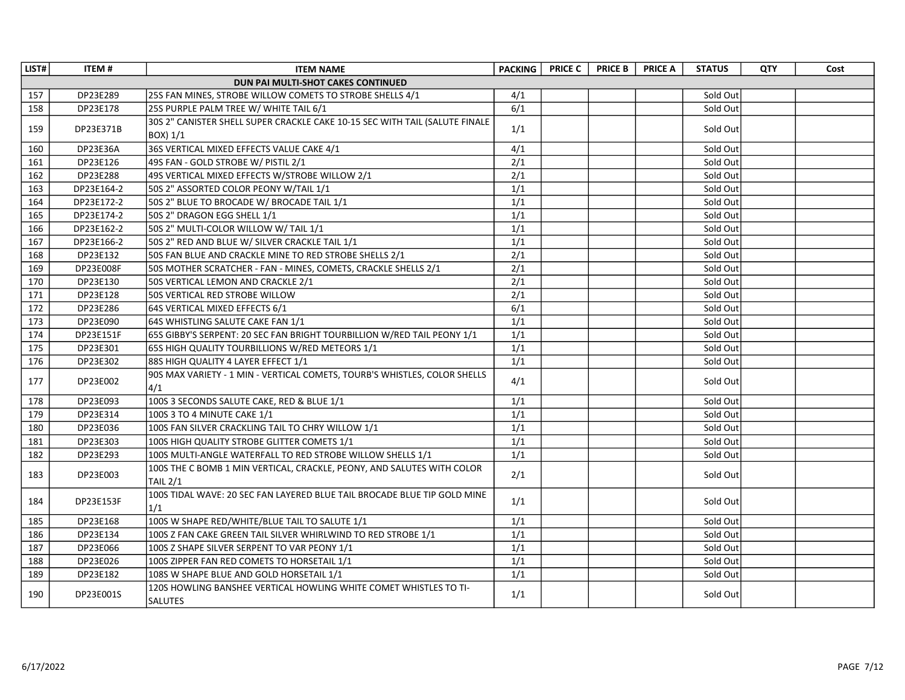| LIST# | ITEM # | ITEM NAME | PACKING | PRICE C | PRICE B | PRICE A | STATUS | QTY | Cost |
|---|---|---|---|---|---|---|---|---|---|
| | | **DUN PAI MULTI-SHOT CAKES CONTINUED** | | | | | | | |
| 157 | DP23E289 | 25S FAN MINES, STROBE WILLOW COMETS TO STROBE SHELLS 4/1 | 4/1 | | | | Sold Out | | |
| 158 | DP23E178 | 25S PURPLE PALM TREE W/ WHITE TAIL 6/1 | 6/1 | | | | Sold Out | | |
| 159 | DP23E371B | 30S 2" CANISTER SHELL SUPER CRACKLE CAKE 10-15 SEC WITH TAIL (SALUTE FINALE BOX) 1/1 | 1/1 | | | | Sold Out | | |
| 160 | DP23E36A | 36S VERTICAL MIXED EFFECTS VALUE CAKE 4/1 | 4/1 | | | | Sold Out | | |
| 161 | DP23E126 | 49S FAN - GOLD STROBE W/ PISTIL 2/1 | 2/1 | | | | Sold Out | | |
| 162 | DP23E288 | 49S VERTICAL MIXED EFFECTS W/STROBE WILLOW 2/1 | 2/1 | | | | Sold Out | | |
| 163 | DP23E164-2 | 50S 2" ASSORTED COLOR PEONY W/TAIL 1/1 | 1/1 | | | | Sold Out | | |
| 164 | DP23E172-2 | 50S 2" BLUE TO BROCADE W/ BROCADE TAIL 1/1 | 1/1 | | | | Sold Out | | |
| 165 | DP23E174-2 | 50S 2" DRAGON EGG SHELL 1/1 | 1/1 | | | | Sold Out | | |
| 166 | DP23E162-2 | 50S 2" MULTI-COLOR WILLOW W/ TAIL 1/1 | 1/1 | | | | Sold Out | | |
| 167 | DP23E166-2 | 50S 2" RED AND BLUE W/ SILVER CRACKLE TAIL 1/1 | 1/1 | | | | Sold Out | | |
| 168 | DP23E132 | 50S FAN BLUE AND CRACKLE MINE TO RED STROBE SHELLS 2/1 | 2/1 | | | | Sold Out | | |
| 169 | DP23E008F | 50S MOTHER SCRATCHER - FAN - MINES, COMETS, CRACKLE SHELLS 2/1 | 2/1 | | | | Sold Out | | |
| 170 | DP23E130 | 50S VERTICAL LEMON AND CRACKLE 2/1 | 2/1 | | | | Sold Out | | |
| 171 | DP23E128 | 50S VERTICAL RED STROBE WILLOW | 2/1 | | | | Sold Out | | |
| 172 | DP23E286 | 64S VERTICAL MIXED EFFECTS 6/1 | 6/1 | | | | Sold Out | | |
| 173 | DP23E090 | 64S WHISTLING SALUTE CAKE FAN 1/1 | 1/1 | | | | Sold Out | | |
| 174 | DP23E151F | 65S GIBBY'S SERPENT: 20 SEC FAN BRIGHT TOURBILLION W/RED TAIL PEONY 1/1 | 1/1 | | | | Sold Out | | |
| 175 | DP23E301 | 65S HIGH QUALITY TOURBILLIONS W/RED METEORS 1/1 | 1/1 | | | | Sold Out | | |
| 176 | DP23E302 | 88S HIGH QUALITY 4 LAYER EFFECT 1/1 | 1/1 | | | | Sold Out | | |
| 177 | DP23E002 | 90S MAX VARIETY - 1 MIN - VERTICAL COMETS, TOURB'S WHISTLES, COLOR SHELLS 4/1 | 4/1 | | | | Sold Out | | |
| 178 | DP23E093 | 100S 3 SECONDS SALUTE CAKE, RED & BLUE 1/1 | 1/1 | | | | Sold Out | | |
| 179 | DP23E314 | 100S 3 TO 4 MINUTE CAKE 1/1 | 1/1 | | | | Sold Out | | |
| 180 | DP23E036 | 100S FAN SILVER CRACKLING TAIL TO CHRY WILLOW 1/1 | 1/1 | | | | Sold Out | | |
| 181 | DP23E303 | 100S HIGH QUALITY STROBE GLITTER COMETS 1/1 | 1/1 | | | | Sold Out | | |
| 182 | DP23E293 | 100S MULTI-ANGLE WATERFALL TO RED STROBE WILLOW SHELLS 1/1 | 1/1 | | | | Sold Out | | |
| 183 | DP23E003 | 100S THE C BOMB 1 MIN VERTICAL, CRACKLE, PEONY, AND SALUTES WITH COLOR TAIL 2/1 | 2/1 | | | | Sold Out | | |
| 184 | DP23E153F | 100S TIDAL WAVE: 20 SEC FAN LAYERED BLUE TAIL BROCADE BLUE TIP GOLD MINE 1/1 | 1/1 | | | | Sold Out | | |
| 185 | DP23E168 | 100S W SHAPE RED/WHITE/BLUE TAIL TO SALUTE 1/1 | 1/1 | | | | Sold Out | | |
| 186 | DP23E134 | 100S Z FAN CAKE GREEN TAIL SILVER WHIRLWIND TO RED STROBE 1/1 | 1/1 | | | | Sold Out | | |
| 187 | DP23E066 | 100S Z SHAPE SILVER SERPENT TO VAR PEONY 1/1 | 1/1 | | | | Sold Out | | |
| 188 | DP23E026 | 100S ZIPPER FAN RED COMETS TO HORSETAIL 1/1 | 1/1 | | | | Sold Out | | |
| 189 | DP23E182 | 108S W SHAPE BLUE AND GOLD HORSETAIL 1/1 | 1/1 | | | | Sold Out | | |
| 190 | DP23E001S | 120S HOWLING BANSHEE VERTICAL HOWLING WHITE COMET WHISTLES TO TI-SALUTES | 1/1 | | | | Sold Out | | |

6/17/2022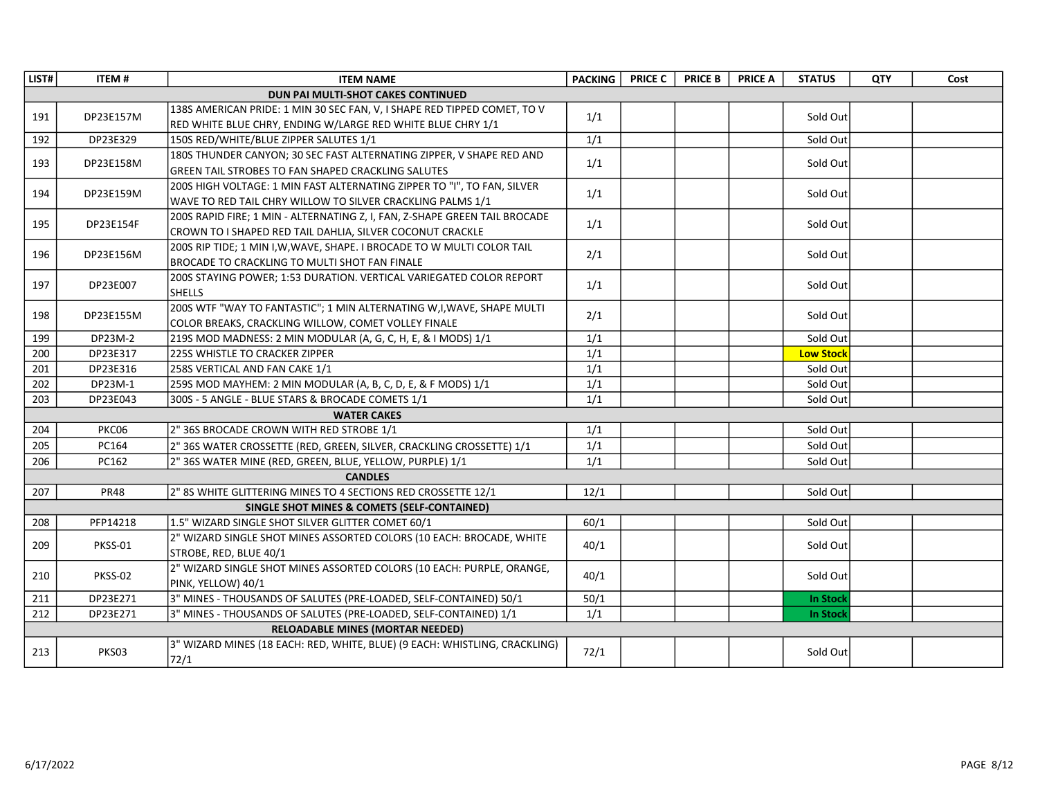| LIST# | ITEM # | ITEM NAME | PACKING | PRICE C | PRICE B | PRICE A | STATUS | QTY | Cost |
|---|---|---|---|---|---|---|---|---|---|
| **DUN PAI MULTI-SHOT CAKES CONTINUED** | | | | | | | | | |
| 191 | DP23E157M | 138S AMERICAN PRIDE: 1 MIN 30 SEC FAN, V, I SHAPE RED TIPPED COMET, TO V RED WHITE BLUE CHRY, ENDING W/LARGE RED WHITE BLUE CHRY 1/1 | 1/1 | | | | Sold Out | | |
| 192 | DP23E329 | 150S RED/WHITE/BLUE ZIPPER SALUTES 1/1 | 1/1 | | | | Sold Out | | |
| 193 | DP23E158M | 180S THUNDER CANYON; 30 SEC FAST ALTERNATING ZIPPER, V SHAPE RED AND GREEN TAIL STROBES TO FAN SHAPED CRACKLING SALUTES | 1/1 | | | | Sold Out | | |
| 194 | DP23E159M | 200S HIGH VOLTAGE: 1 MIN FAST ALTERNATING ZIPPER TO "I", TO FAN, SILVER WAVE TO RED TAIL CHRY WILLOW TO SILVER CRACKLING PALMS 1/1 | 1/1 | | | | Sold Out | | |
| 195 | DP23E154F | 200S RAPID FIRE; 1 MIN - ALTERNATING Z, I, FAN, Z-SHAPE GREEN TAIL BROCADE CROWN TO I SHAPED RED TAIL DAHLIA, SILVER COCONUT CRACKLE | 1/1 | | | | Sold Out | | |
| 196 | DP23E156M | 200S RIP TIDE; 1 MIN I,W,WAVE, SHAPE. I BROCADE TO W MULTI COLOR TAIL BROCADE TO CRACKLING TO MULTI SHOT FAN FINALE | 2/1 | | | | Sold Out | | |
| 197 | DP23E007 | 200S STAYING POWER; 1:53 DURATION. VERTICAL VARIEGATED COLOR REPORT SHELLS | 1/1 | | | | Sold Out | | |
| 198 | DP23E155M | 200S WTF "WAY TO FANTASTIC"; 1 MIN ALTERNATING W,I,WAVE, SHAPE MULTI COLOR BREAKS, CRACKLING WILLOW, COMET VOLLEY FINALE | 2/1 | | | | Sold Out | | |
| 199 | DP23M-2 | 219S MOD MADNESS: 2 MIN MODULAR (A, G, C, H, E, & I MODS) 1/1 | 1/1 | | | | Sold Out | | |
| 200 | DP23E317 | 225S WHISTLE TO CRACKER ZIPPER | 1/1 | | | | **Low Stock** | | |
| 201 | DP23E316 | 258S VERTICAL AND FAN CAKE 1/1 | 1/1 | | | | Sold Out | | |
| 202 | DP23M-1 | 259S MOD MAYHEM: 2 MIN MODULAR (A, B, C, D, E, & F MODS) 1/1 | 1/1 | | | | Sold Out | | |
| 203 | DP23E043 | 300S - 5 ANGLE - BLUE STARS & BROCADE COMETS 1/1 | 1/1 | | | | Sold Out | | |
| **WATER CAKES** | | | | | | | | | |
| 204 | PKC06 | 2" 36S BROCADE CROWN WITH RED STROBE 1/1 | 1/1 | | | | Sold Out | | |
| 205 | PC164 | 2" 36S WATER CROSSETTE (RED, GREEN, SILVER, CRACKLING CROSSETTE) 1/1 | 1/1 | | | | Sold Out | | |
| 206 | PC162 | 2" 36S WATER MINE (RED, GREEN, BLUE, YELLOW, PURPLE) 1/1 | 1/1 | | | | Sold Out | | |
| **CANDLES** | | | | | | | | | |
| 207 | PR48 | 2" 8S WHITE GLITTERING MINES TO 4 SECTIONS RED CROSSETTE 12/1 | 12/1 | | | | Sold Out | | |
| **SINGLE SHOT MINES & COMETS (SELF-CONTAINED)** | | | | | | | | | |
| 208 | PFP14218 | 1.5" WIZARD SINGLE SHOT SILVER GLITTER COMET 60/1 | 60/1 | | | | Sold Out | | |
| 209 | PKSS-01 | 2" WIZARD SINGLE SHOT MINES ASSORTED COLORS (10 EACH: BROCADE, WHITE STROBE, RED, BLUE 40/1 | 40/1 | | | | Sold Out | | |
| 210 | PKSS-02 | 2" WIZARD SINGLE SHOT MINES ASSORTED COLORS (10 EACH: PURPLE, ORANGE, PINK, YELLOW) 40/1 | 40/1 | | | | Sold Out | | |
| 211 | DP23E271 | 3" MINES - THOUSANDS OF SALUTES (PRE-LOADED, SELF-CONTAINED) 50/1 | 50/1 | | | | **In Stock** | | |
| 212 | DP23E271 | 3" MINES - THOUSANDS OF SALUTES (PRE-LOADED, SELF-CONTAINED) 1/1 | 1/1 | | | | **In Stock** | | |
| **RELOADABLE MINES (MORTAR NEEDED)** | | | | | | | | | |
| 213 | PKS03 | 3" WIZARD MINES (18 EACH: RED, WHITE, BLUE) (9 EACH: WHISTLING, CRACKLING) 72/1 | 72/1 | | | | Sold Out | | |

6/17/2022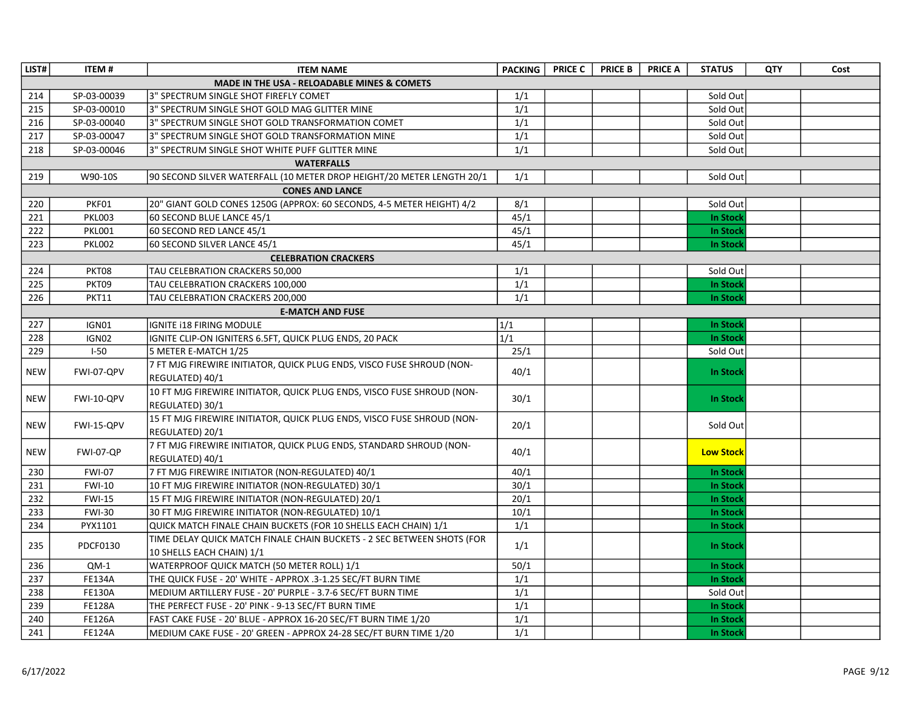| LIST# | ITEM # | ITEM NAME | PACKING | PRICE C | PRICE B | PRICE A | STATUS | QTY | Cost |
|---|---|---|---|---|---|---|---|---|---|
| | | **MADE IN THE USA - RELOADABLE MINES & COMETS** | | | | | | | |
| 214 | SP-03-00039 | 3" SPECTRUM SINGLE SHOT FIREFLY COMET | 1/1 | | | | Sold Out | | |
| 215 | SP-03-00010 | 3" SPECTRUM SINGLE SHOT GOLD MAG GLITTER MINE | 1/1 | | | | Sold Out | | |
| 216 | SP-03-00040 | 3" SPECTRUM SINGLE SHOT GOLD TRANSFORMATION COMET | 1/1 | | | | Sold Out | | |
| 217 | SP-03-00047 | 3" SPECTRUM SINGLE SHOT GOLD TRANSFORMATION MINE | 1/1 | | | | Sold Out | | |
| 218 | SP-03-00046 | 3" SPECTRUM SINGLE SHOT WHITE PUFF GLITTER MINE | 1/1 | | | | Sold Out | | |
| | | **WATERFALLS** | | | | | | | |
| 219 | W90-10S | 90 SECOND SILVER WATERFALL (10 METER DROP HEIGHT/20 METER LENGTH 20/1 | 1/1 | | | | Sold Out | | |
| | | **CONES AND LANCE** | | | | | | | |
| 220 | PKF01 | 20" GIANT GOLD CONES 1250G (APPROX: 60 SECONDS, 4-5 METER HEIGHT) 4/2 | 8/1 | | | | Sold Out | | |
| 221 | PKL003 | 60 SECOND BLUE LANCE 45/1 | 45/1 | | | | **In Stock** | | |
| 222 | PKL001 | 60 SECOND RED LANCE 45/1 | 45/1 | | | | **In Stock** | | |
| 223 | PKL002 | 60 SECOND SILVER LANCE 45/1 | 45/1 | | | | **In Stock** | | |
| | | **CELEBRATION CRACKERS** | | | | | | | |
| 224 | PKT08 | TAU CELEBRATION CRACKERS 50,000 | 1/1 | | | | Sold Out | | |
| 225 | PKT09 | TAU CELEBRATION CRACKERS 100,000 | 1/1 | | | | **In Stock** | | |
| 226 | PKT11 | TAU CELEBRATION CRACKERS 200,000 | 1/1 | | | | **In Stock** | | |
| | | **E-MATCH AND FUSE** | | | | | | | |
| 227 | IGN01 | IGNITE i18 FIRING MODULE | 1/1 | | | | **In Stock** | | |
| 228 | IGN02 | IGNITE CLIP-ON IGNITERS 6.5FT, QUICK PLUG ENDS, 20 PACK | 1/1 | | | | **In Stock** | | |
| 229 | I-50 | 5 METER E-MATCH 1/25 | 25/1 | | | | Sold Out | | |
| NEW | FWI-07-QPV | 7 FT MJG FIREWIRE INITIATOR, QUICK PLUG ENDS, VISCO FUSE SHROUD (NON-REGULATED) 40/1 | 40/1 | | | | **In Stock** | | |
| NEW | FWI-10-QPV | 10 FT MJG FIREWIRE INITIATOR, QUICK PLUG ENDS, VISCO FUSE SHROUD (NON-REGULATED) 30/1 | 30/1 | | | | **In Stock** | | |
| NEW | FWI-15-QPV | 15 FT MJG FIREWIRE INITIATOR, QUICK PLUG ENDS, VISCO FUSE SHROUD (NON-REGULATED) 20/1 | 20/1 | | | | Sold Out | | |
| NEW | FWI-07-QP | 7 FT MJG FIREWIRE INITIATOR, QUICK PLUG ENDS, STANDARD SHROUD (NON-REGULATED) 40/1 | 40/1 | | | | **Low Stock** | | |
| 230 | FWI-07 | 7 FT MJG FIREWIRE INITIATOR (NON-REGULATED) 40/1 | 40/1 | | | | **In Stock** | | |
| 231 | FWI-10 | 10 FT MJG FIREWIRE INITIATOR (NON-REGULATED) 30/1 | 30/1 | | | | **In Stock** | | |
| 232 | FWI-15 | 15 FT MJG FIREWIRE INITIATOR (NON-REGULATED) 20/1 | 20/1 | | | | **In Stock** | | |
| 233 | FWI-30 | 30 FT MJG FIREWIRE INITIATOR (NON-REGULATED) 10/1 | 10/1 | | | | **In Stock** | | |
| 234 | PYX1101 | QUICK MATCH FINALE CHAIN BUCKETS (FOR 10 SHELLS EACH CHAIN) 1/1 | 1/1 | | | | **In Stock** | | |
| 235 | PDCF0130 | TIME DELAY QUICK MATCH FINALE CHAIN BUCKETS - 2 SEC BETWEEN SHOTS (FOR 10 SHELLS EACH CHAIN) 1/1 | 1/1 | | | | **In Stock** | | |
| 236 | QM-1 | WATERPROOF QUICK MATCH (50 METER ROLL) 1/1 | 50/1 | | | | **In Stock** | | |
| 237 | FE134A | THE QUICK FUSE - 20' WHITE - APPROX .3-1.25 SEC/FT BURN TIME | 1/1 | | | | **In Stock** | | |
| 238 | FE130A | MEDIUM ARTILLERY FUSE - 20' PURPLE - 3.7-6 SEC/FT BURN TIME | 1/1 | | | | Sold Out | | |
| 239 | FE128A | THE PERFECT FUSE - 20' PINK - 9-13 SEC/FT BURN TIME | 1/1 | | | | **In Stock** | | |
| 240 | FE126A | FAST CAKE FUSE - 20' BLUE - APPROX 16-20 SEC/FT BURN TIME 1/20 | 1/1 | | | | **In Stock** | | |
| 241 | FE124A | MEDIUM CAKE FUSE - 20' GREEN - APPROX 24-28 SEC/FT BURN TIME 1/20 | 1/1 | | | | **In Stock** | | |

6/17/2022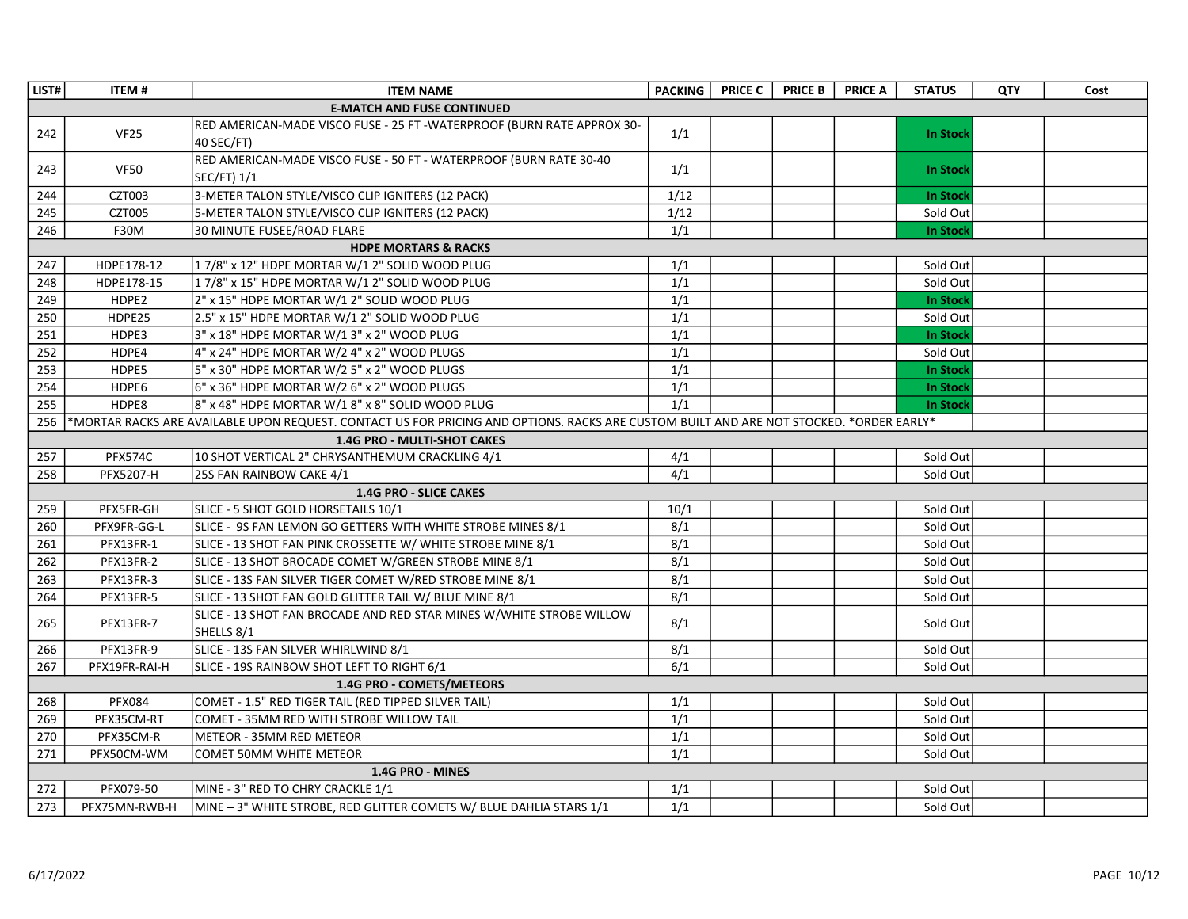| LIST# | ITEM # | ITEM NAME | PACKING | PRICE C | PRICE B | PRICE A | STATUS | QTY | Cost |
|---|---|---|---|---|---|---|---|---|---|
| **E-MATCH AND FUSE CONTINUED** | | | | | | | | | |
| 242 | VF25 | RED AMERICAN-MADE VISCO FUSE - 25 FT -WATERPROOF (BURN RATE APPROX 30-40 SEC/FT) | 1/1 | | | | **In Stock** | | |
| 243 | VF50 | RED AMERICAN-MADE VISCO FUSE - 50 FT - WATERPROOF (BURN RATE 30-40 SEC/FT) 1/1 | 1/1 | | | | **In Stock** | | |
| 244 | CZT003 | 3-METER TALON STYLE/VISCO CLIP IGNITERS (12 PACK) | 1/12 | | | | **In Stock** | | |
| 245 | CZT005 | 5-METER TALON STYLE/VISCO CLIP IGNITERS (12 PACK) | 1/12 | | | | Sold Out | | |
| 246 | F30M | 30 MINUTE FUSEE/ROAD FLARE | 1/1 | | | | **In Stock** | | |
| **HDPE MORTARS & RACKS** | | | | | | | | | |
| 247 | HDPE178-12 | 1 7/8" x 12" HDPE MORTAR W/1 2" SOLID WOOD PLUG | 1/1 | | | | Sold Out | | |
| 248 | HDPE178-15 | 1 7/8" x 15" HDPE MORTAR W/1 2" SOLID WOOD PLUG | 1/1 | | | | Sold Out | | |
| 249 | HDPE2 | 2" x 15" HDPE MORTAR W/1 2" SOLID WOOD PLUG | 1/1 | | | | **In Stock** | | |
| 250 | HDPE25 | 2.5" x 15" HDPE MORTAR W/1 2" SOLID WOOD PLUG | 1/1 | | | | Sold Out | | |
| 251 | HDPE3 | 3" x 18" HDPE MORTAR W/1 3" x 2" WOOD PLUG | 1/1 | | | | **In Stock** | | |
| 252 | HDPE4 | 4" x 24" HDPE MORTAR W/2 4" x 2" WOOD PLUGS | 1/1 | | | | Sold Out | | |
| 253 | HDPE5 | 5" x 30" HDPE MORTAR W/2 5" x 2" WOOD PLUGS | 1/1 | | | | **In Stock** | | |
| 254 | HDPE6 | 6" x 36" HDPE MORTAR W/2 6" x 2" WOOD PLUGS | 1/1 | | | | **In Stock** | | |
| 255 | HDPE8 | 8" x 48" HDPE MORTAR W/1 8" x 8" SOLID WOOD PLUG | 1/1 | | | | **In Stock** | | |
| 256 | *MORTAR RACKS ARE AVAILABLE UPON REQUEST. CONTACT US FOR PRICING AND OPTIONS. RACKS ARE CUSTOM BUILT AND ARE NOT STOCKED. *ORDER EARLY* | | | | | | | | |
| **1.4G PRO - MULTI-SHOT CAKES** | | | | | | | | | |
| 257 | PFX574C | 10 SHOT VERTICAL 2" CHRYSANTHEMUM CRACKLING 4/1 | 4/1 | | | | Sold Out | | |
| 258 | PFX5207-H | 25S FAN RAINBOW CAKE 4/1 | 4/1 | | | | Sold Out | | |
| **1.4G PRO - SLICE CAKES** | | | | | | | | | |
| 259 | PFX5FR-GH | SLICE - 5 SHOT GOLD HORSETAILS 10/1 | 10/1 | | | | Sold Out | | |
| 260 | PFX9FR-GG-L | SLICE - 9S FAN LEMON GO GETTERS WITH WHITE STROBE MINES 8/1 | 8/1 | | | | Sold Out | | |
| 261 | PFX13FR-1 | SLICE - 13 SHOT FAN PINK CROSSETTE W/ WHITE STROBE MINE 8/1 | 8/1 | | | | Sold Out | | |
| 262 | PFX13FR-2 | SLICE - 13 SHOT BROCADE COMET W/GREEN STROBE MINE 8/1 | 8/1 | | | | Sold Out | | |
| 263 | PFX13FR-3 | SLICE - 13S FAN SILVER TIGER COMET W/RED STROBE MINE 8/1 | 8/1 | | | | Sold Out | | |
| 264 | PFX13FR-5 | SLICE - 13 SHOT FAN GOLD GLITTER TAIL W/ BLUE MINE 8/1 | 8/1 | | | | Sold Out | | |
| 265 | PFX13FR-7 | SLICE - 13 SHOT FAN BROCADE AND RED STAR MINES W/WHITE STROBE WILLOW SHELLS 8/1 | 8/1 | | | | Sold Out | | |
| 266 | PFX13FR-9 | SLICE - 13S FAN SILVER WHIRLWIND 8/1 | 8/1 | | | | Sold Out | | |
| 267 | PFX19FR-RAI-H | SLICE - 19S RAINBOW SHOT LEFT TO RIGHT 6/1 | 6/1 | | | | Sold Out | | |
| **1.4G PRO - COMETS/METEORS** | | | | | | | | | |
| 268 | PFX084 | COMET - 1.5" RED TIGER TAIL (RED TIPPED SILVER TAIL) | 1/1 | | | | Sold Out | | |
| 269 | PFX35CM-RT | COMET - 35MM RED WITH STROBE WILLOW TAIL | 1/1 | | | | Sold Out | | |
| 270 | PFX35CM-R | METEOR - 35MM RED METEOR | 1/1 | | | | Sold Out | | |
| 271 | PFX50CM-WM | COMET 50MM WHITE METEOR | 1/1 | | | | Sold Out | | |
| **1.4G PRO - MINES** | | | | | | | | | |
| 272 | PFX079-50 | MINE - 3" RED TO CHRY CRACKLE 1/1 | 1/1 | | | | Sold Out | | |
| 273 | PFX75MN-RWB-H | MINE – 3" WHITE STROBE, RED GLITTER COMETS W/ BLUE DAHLIA STARS 1/1 | 1/1 | | | | Sold Out | | |

6/17/2022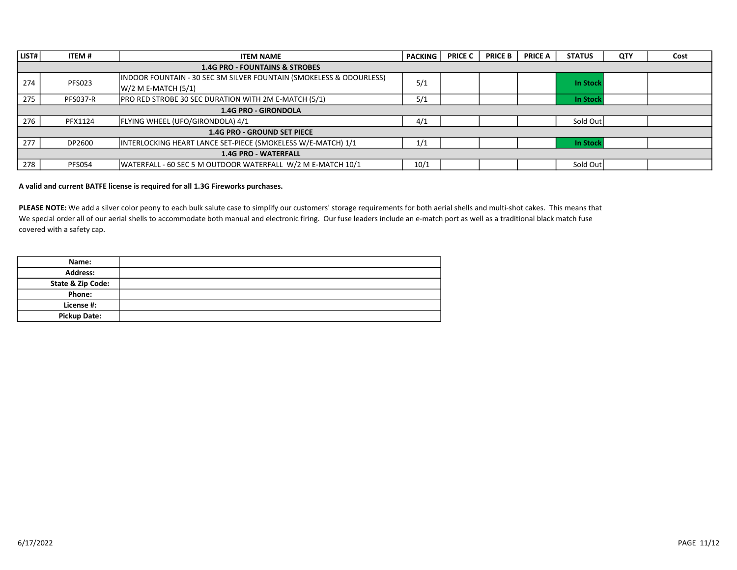| LIST# | ITEM # | ITEM NAME | PACKING | PRICE C | PRICE B | PRICE A | STATUS | QTY | Cost |
|---|---|---|---|---|---|---|---|---|---|
| **1.4G PRO - FOUNTAINS & STROBES** | | | | | | | | | |
| 274 | PFS023 | INDOOR FOUNTAIN - 30 SEC 3M SILVER FOUNTAIN (SMOKELESS & ODOURLESS) W/2 M E-MATCH (5/1) | 5/1 | | | | In Stock | | |
| 275 | PFS037-R | PRO RED STROBE 30 SEC DURATION WITH 2M E-MATCH (5/1) | 5/1 | | | | In Stock | | |
| **1.4G PRO - GIRONDOLA** | | | | | | | | | |
| 276 | PFX1124 | FLYING WHEEL (UFO/GIRONDOLA) 4/1 | 4/1 | | | | Sold Out | | |
| **1.4G PRO - GROUND SET PIECE** | | | | | | | | | |
| 277 | DP2600 | INTERLOCKING HEART LANCE SET-PIECE (SMOKELESS W/E-MATCH) 1/1 | 1/1 | | | | In Stock | | |
| **1.4G PRO - WATERFALL** | | | | | | | | | |
| 278 | PFS054 | WATERFALL - 60 SEC 5 M OUTDOOR WATERFALL W/2 M E-MATCH 10/1 | 10/1 | | | | Sold Out | | |

**A valid and current BATFE license is required for all 1.3G Fireworks purchases.**

**PLEASE NOTE:** We add a silver color peony to each bulk salute case to simplify our customers' storage requirements for both aerial shells and multi-shot cakes. This means that We special order all of our aerial shells to accommodate both manual and electronic firing. Our fuse leaders include an e-match port as well as a traditional black match fuse covered with a safety cap.

| **Name:** | |
|---|---|
| **Address:** | |
| **State & Zip Code:** | |
| **Phone:** | |
| **License #:** | |
| **Pickup Date:** | |

6/17/2022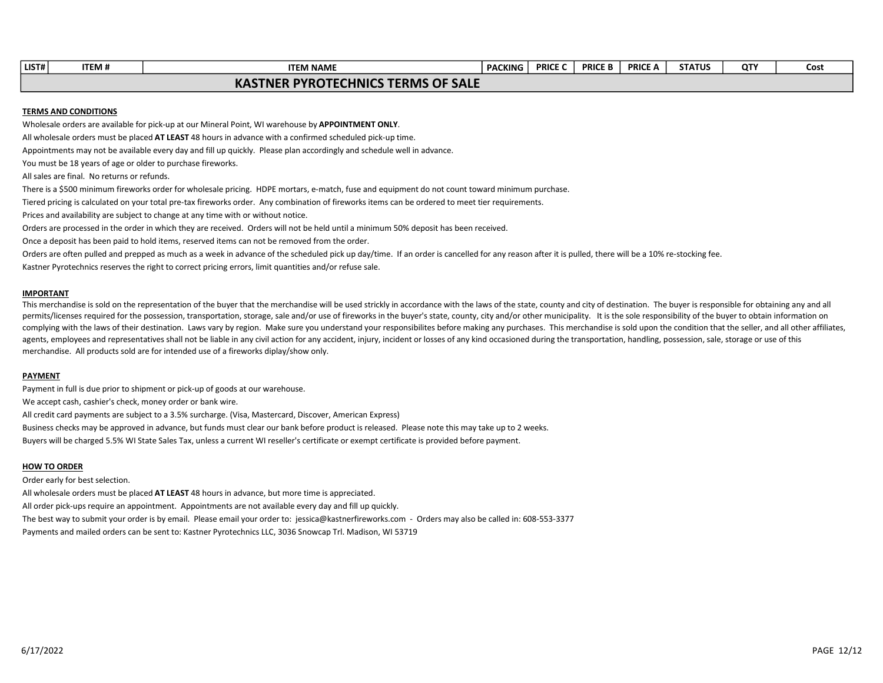| LIST# | ITEM # | ITEM NAME | PACKING | PRICE C | PRICE B | PRICE A | STATUS | QTY | Cost |
|---|---|---|---|---|---|---|---|---|---|

## KASTNER PYROTECHNICS TERMS OF SALE

**TERMS AND CONDITIONS**

Wholesale orders are available for pick-up at our Mineral Point, WI warehouse by **APPOINTMENT ONLY**.

All wholesale orders must be placed **AT LEAST** 48 hours in advance with a confirmed scheduled pick-up time.

Appointments may not be available every day and fill up quickly. Please plan accordingly and schedule well in advance.

You must be 18 years of age or older to purchase fireworks.

All sales are final. No returns or refunds.

There is a $500 minimum fireworks order for wholesale pricing. HDPE mortars, e-match, fuse and equipment do not count toward minimum purchase.

Tiered pricing is calculated on your total pre-tax fireworks order. Any combination of fireworks items can be ordered to meet tier requirements.

Prices and availability are subject to change at any time with or without notice.

Orders are processed in the order in which they are received. Orders will not be held until a minimum 50% deposit has been received.

Once a deposit has been paid to hold items, reserved items can not be removed from the order.

Orders are often pulled and prepped as much as a week in advance of the scheduled pick up day/time. If an order is cancelled for any reason after it is pulled, there will be a 10% re-stocking fee.

Kastner Pyrotechnics reserves the right to correct pricing errors, limit quantities and/or refuse sale.

**IMPORTANT**

This merchandise is sold on the representation of the buyer that the merchandise will be used strickly in accordance with the laws of the state, county and city of destination. The buyer is responsible for obtaining any and all permits/licenses required for the possession, transportation, storage, sale and/or use of fireworks in the buyer's state, county, city and/or other municipality. It is the sole responsibility of the buyer to obtain information on complying with the laws of their destination. Laws vary by region. Make sure you understand your responsibilites before making any purchases. This merchandise is sold upon the condition that the seller, and all other affiliates, agents, employees and representatives shall not be liable in any civil action for any accident, injury, incident or losses of any kind occasioned during the transportation, handling, possession, sale, storage or use of this merchandise. All products sold are for intended use of a fireworks diplay/show only.

**PAYMENT**

Payment in full is due prior to shipment or pick-up of goods at our warehouse.

We accept cash, cashier's check, money order or bank wire.

All credit card payments are subject to a 3.5% surcharge. (Visa, Mastercard, Discover, American Express)

Business checks may be approved in advance, but funds must clear our bank before product is released. Please note this may take up to 2 weeks.

Buyers will be charged 5.5% WI State Sales Tax, unless a current WI reseller's certificate or exempt certificate is provided before payment.

**HOW TO ORDER**

Order early for best selection.

All wholesale orders must be placed **AT LEAST** 48 hours in advance, but more time is appreciated.

All order pick-ups require an appointment. Appointments are not available every day and fill up quickly.

The best way to submit your order is by email. Please email your order to: jessica@kastnerfireworks.com - Orders may also be called in: 608-553-3377

Payments and mailed orders can be sent to: Kastner Pyrotechnics LLC, 3036 Snowcap Trl. Madison, WI 53719

6/17/2022